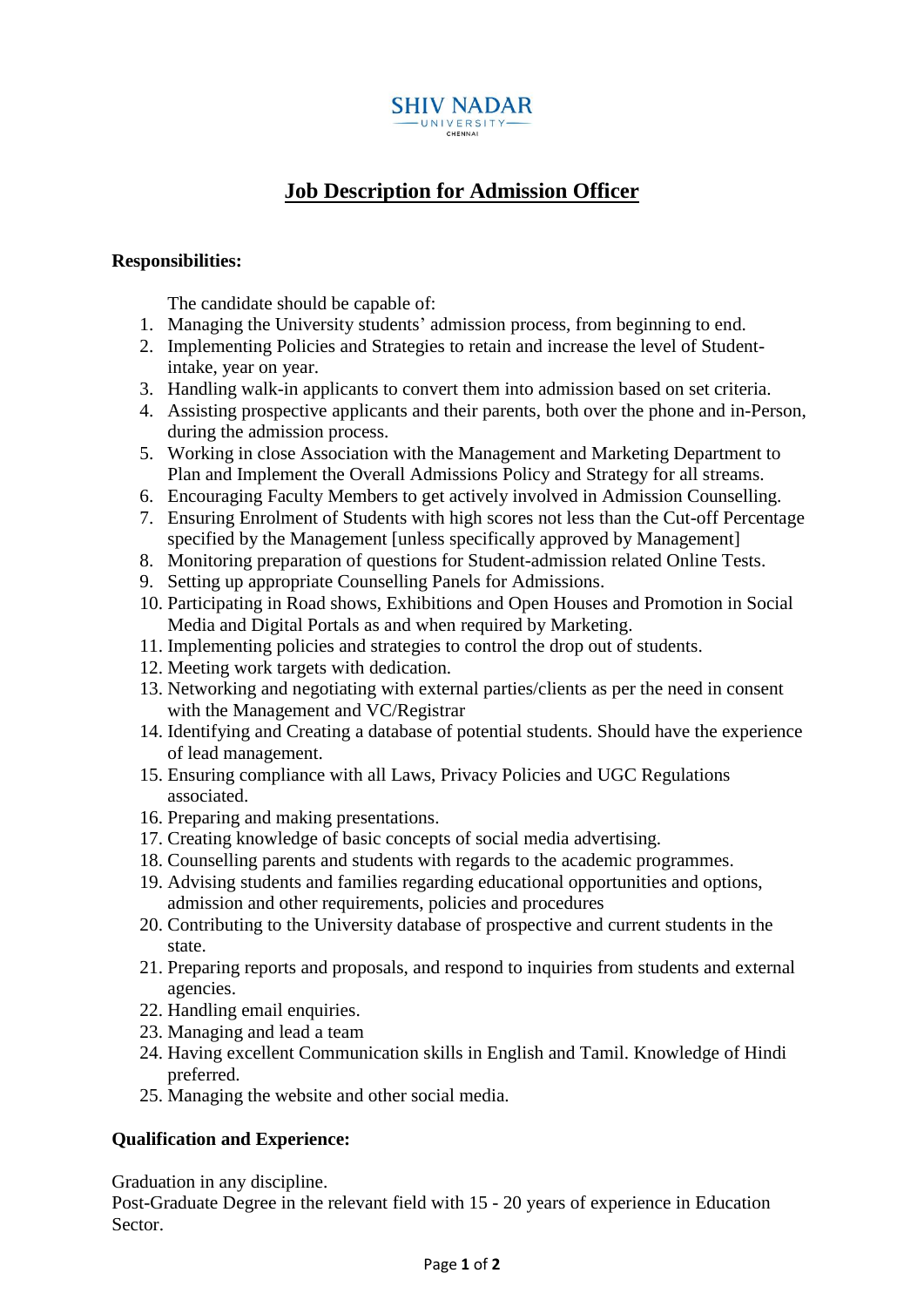SHIV NADAR UNIVERSITY CHENNAI

# Job Description for Admission Officer

**Responsibilities:**

The candidate should be capable of:

1. Managing the University students' admission process, from beginning to end.
2. Implementing Policies and Strategies to retain and increase the level of Student-intake, year on year.
3. Handling walk-in applicants to convert them into admission based on set criteria.
4. Assisting prospective applicants and their parents, both over the phone and in-Person, during the admission process.
5. Working in close Association with the Management and Marketing Department to Plan and Implement the Overall Admissions Policy and Strategy for all streams.
6. Encouraging Faculty Members to get actively involved in Admission Counselling.
7. Ensuring Enrolment of Students with high scores not less than the Cut-off Percentage specified by the Management [unless specifically approved by Management]
8. Monitoring preparation of questions for Student-admission related Online Tests.
9. Setting up appropriate Counselling Panels for Admissions.
10. Participating in Road shows, Exhibitions and Open Houses and Promotion in Social Media and Digital Portals as and when required by Marketing.
11. Implementing policies and strategies to control the drop out of students.
12. Meeting work targets with dedication.
13. Networking and negotiating with external parties/clients as per the need in consent with the Management and VC/Registrar
14. Identifying and Creating a database of potential students. Should have the experience of lead management.
15. Ensuring compliance with all Laws, Privacy Policies and UGC Regulations associated.
16. Preparing and making presentations.
17. Creating knowledge of basic concepts of social media advertising.
18. Counselling parents and students with regards to the academic programmes.
19. Advising students and families regarding educational opportunities and options, admission and other requirements, policies and procedures
20. Contributing to the University database of prospective and current students in the state.
21. Preparing reports and proposals, and respond to inquiries from students and external agencies.
22. Handling email enquiries.
23. Managing and lead a team
24. Having excellent Communication skills in English and Tamil. Knowledge of Hindi preferred.
25. Managing the website and other social media.

**Qualification and Experience:**

Graduation in any discipline.
Post-Graduate Degree in the relevant field with 15 - 20 years of experience in Education Sector.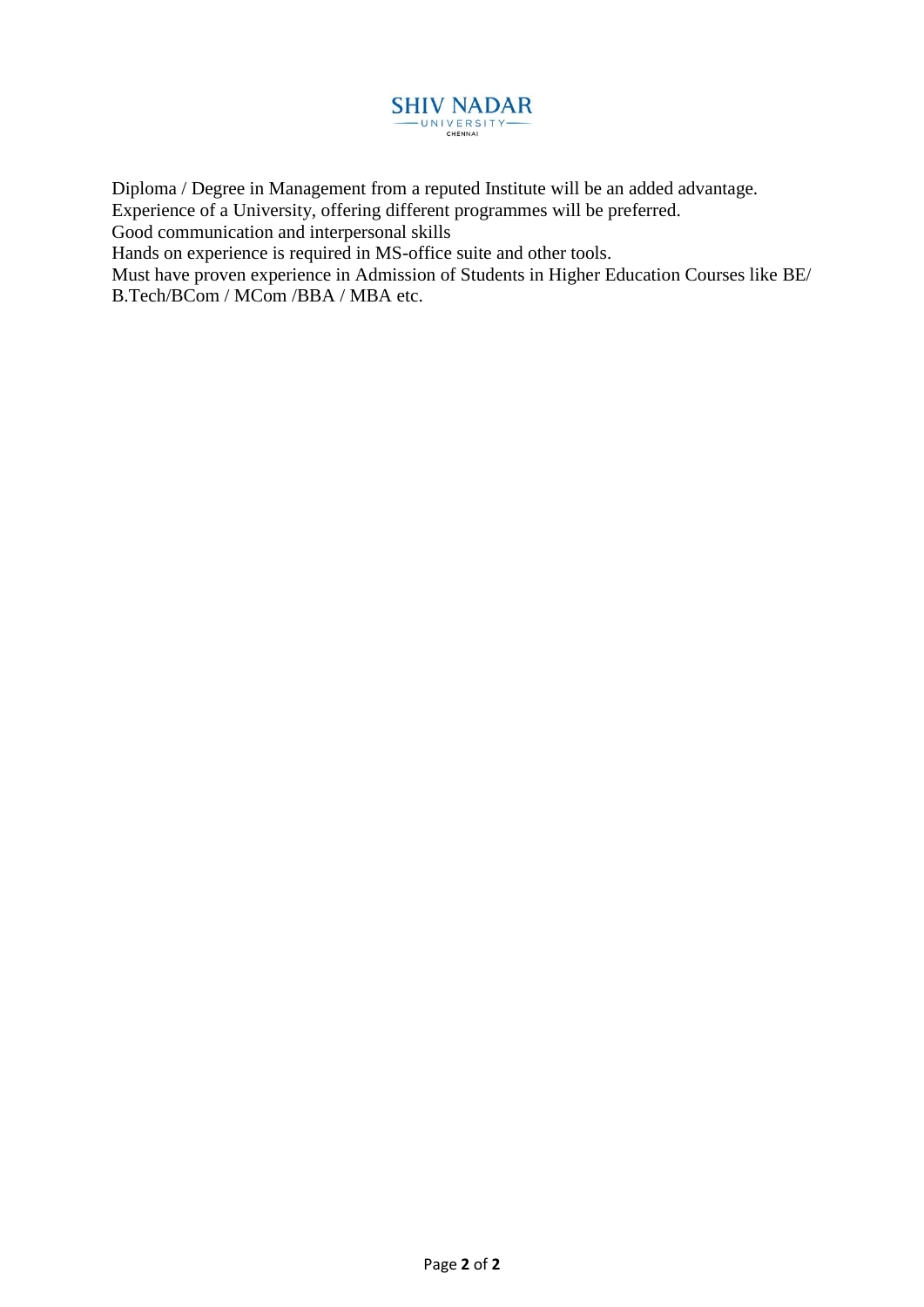Diploma / Degree in Management from a reputed Institute will be an added advantage.
Experience of a University, offering different programmes will be preferred.
Good communication and interpersonal skills
Hands on experience is required in MS-office suite and other tools.
Must have proven experience in Admission of Students in Higher Education Courses like BE/ B.Tech/BCom / MCom /BBA / MBA etc.